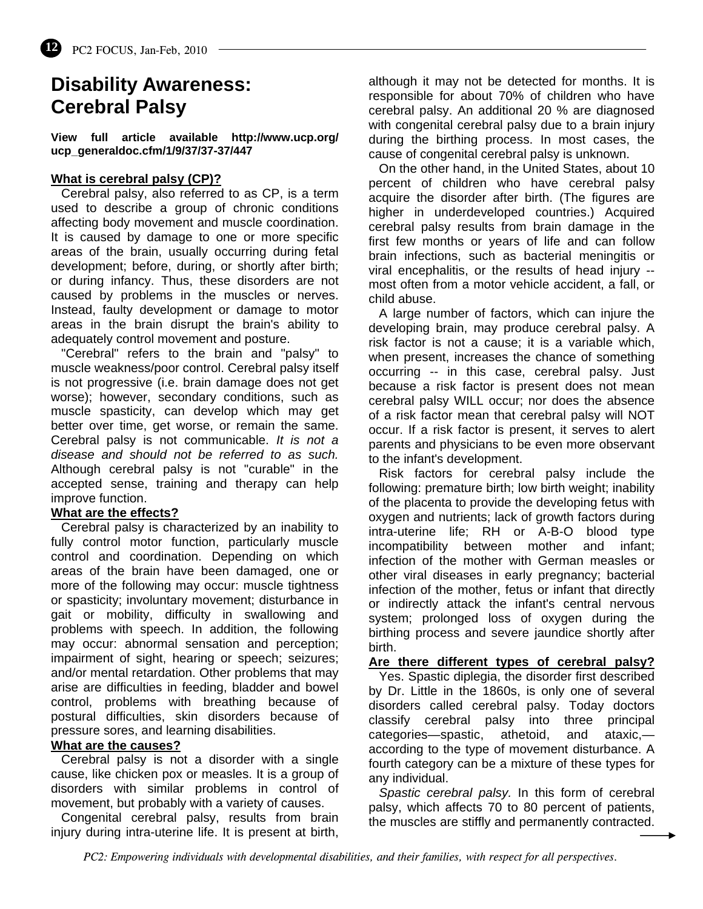# Disability Awareness: Cerebral Palsy

**View full article available http://www.ucp.org/ucp_generaldoc.cfm/1/9/37/37-37/447**

## What is cerebral palsy (CP)?

Cerebral palsy, also referred to as CP, is a term used to describe a group of chronic conditions affecting body movement and muscle coordination. It is caused by damage to one or more specific areas of the brain, usually occurring during fetal development; before, during, or shortly after birth; or during infancy. Thus, these disorders are not caused by problems in the muscles or nerves. Instead, faulty development or damage to motor areas in the brain disrupt the brain's ability to adequately control movement and posture.

"Cerebral" refers to the brain and "palsy" to muscle weakness/poor control. Cerebral palsy itself is not progressive (i.e. brain damage does not get worse); however, secondary conditions, such as muscle spasticity, can develop which may get better over time, get worse, or remain the same. Cerebral palsy is not communicable. *It is not a disease and should not be referred to as such.* Although cerebral palsy is not "curable" in the accepted sense, training and therapy can help improve function.

## What are the effects?

Cerebral palsy is characterized by an inability to fully control motor function, particularly muscle control and coordination. Depending on which areas of the brain have been damaged, one or more of the following may occur: muscle tightness or spasticity; involuntary movement; disturbance in gait or mobility, difficulty in swallowing and problems with speech. In addition, the following may occur: abnormal sensation and perception; impairment of sight, hearing or speech; seizures; and/or mental retardation. Other problems that may arise are difficulties in feeding, bladder and bowel control, problems with breathing because of postural difficulties, skin disorders because of pressure sores, and learning disabilities.

## What are the causes?

Cerebral palsy is not a disorder with a single cause, like chicken pox or measles. It is a group of disorders with similar problems in control of movement, but probably with a variety of causes.

Congenital cerebral palsy, results from brain injury during intra-uterine life. It is present at birth, although it may not be detected for months. It is responsible for about 70% of children who have cerebral palsy. An additional 20 % are diagnosed with congenital cerebral palsy due to a brain injury during the birthing process. In most cases, the cause of congenital cerebral palsy is unknown.

On the other hand, in the United States, about 10 percent of children who have cerebral palsy acquire the disorder after birth. (The figures are higher in underdeveloped countries.) Acquired cerebral palsy results from brain damage in the first few months or years of life and can follow brain infections, such as bacterial meningitis or viral encephalitis, or the results of head injury -- most often from a motor vehicle accident, a fall, or child abuse.

A large number of factors, which can injure the developing brain, may produce cerebral palsy. A risk factor is not a cause; it is a variable which, when present, increases the chance of something occurring -- in this case, cerebral palsy. Just because a risk factor is present does not mean cerebral palsy WILL occur; nor does the absence of a risk factor mean that cerebral palsy will NOT occur. If a risk factor is present, it serves to alert parents and physicians to be even more observant to the infant's development.

Risk factors for cerebral palsy include the following: premature birth; low birth weight; inability of the placenta to provide the developing fetus with oxygen and nutrients; lack of growth factors during intra-uterine life; RH or A-B-O blood type incompatibility between mother and infant; infection of the mother with German measles or other viral diseases in early pregnancy; bacterial infection of the mother, fetus or infant that directly or indirectly attack the infant's central nervous system; prolonged loss of oxygen during the birthing process and severe jaundice shortly after birth.

## Are there different types of cerebral palsy?

Yes. Spastic diplegia, the disorder first described by Dr. Little in the 1860s, is only one of several disorders called cerebral palsy. Today doctors classify cerebral palsy into three principal categories—spastic, athetoid, and ataxic,—according to the type of movement disturbance. A fourth category can be a mixture of these types for any individual.

*Spastic cerebral palsy.* In this form of cerebral palsy, which affects 70 to 80 percent of patients, the muscles are stiffly and permanently contracted.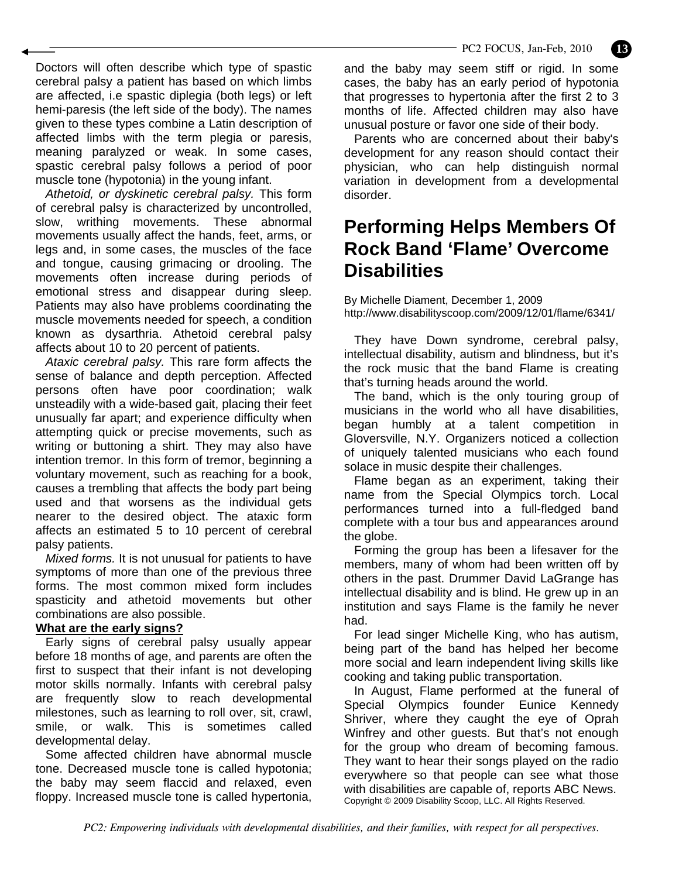Doctors will often describe which type of spastic cerebral palsy a patient has based on which limbs are affected, i.e spastic diplegia (both legs) or left hemi-paresis (the left side of the body). The names given to these types combine a Latin description of affected limbs with the term plegia or paresis, meaning paralyzed or weak. In some cases, spastic cerebral palsy follows a period of poor muscle tone (hypotonia) in the young infant.

*Athetoid, or dyskinetic cerebral palsy.* This form of cerebral palsy is characterized by uncontrolled, slow, writhing movements. These abnormal movements usually affect the hands, feet, arms, or legs and, in some cases, the muscles of the face and tongue, causing grimacing or drooling. The movements often increase during periods of emotional stress and disappear during sleep. Patients may also have problems coordinating the muscle movements needed for speech, a condition known as dysarthria. Athetoid cerebral palsy affects about 10 to 20 percent of patients.

*Ataxic cerebral palsy.* This rare form affects the sense of balance and depth perception. Affected persons often have poor coordination; walk unsteadily with a wide-based gait, placing their feet unusually far apart; and experience difficulty when attempting quick or precise movements, such as writing or buttoning a shirt. They may also have intention tremor. In this form of tremor, beginning a voluntary movement, such as reaching for a book, causes a trembling that affects the body part being used and that worsens as the individual gets nearer to the desired object. The ataxic form affects an estimated 5 to 10 percent of cerebral palsy patients.

*Mixed forms.* It is not unusual for patients to have symptoms of more than one of the previous three forms. The most common mixed form includes spasticity and athetoid movements but other combinations are also possible.

**What are the early signs?**

Early signs of cerebral palsy usually appear before 18 months of age, and parents are often the first to suspect that their infant is not developing motor skills normally. Infants with cerebral palsy are frequently slow to reach developmental milestones, such as learning to roll over, sit, crawl, smile, or walk. This is sometimes called developmental delay.

Some affected children have abnormal muscle tone. Decreased muscle tone is called hypotonia; the baby may seem flaccid and relaxed, even floppy. Increased muscle tone is called hypertonia, and the baby may seem stiff or rigid. In some cases, the baby has an early period of hypotonia that progresses to hypertonia after the first 2 to 3 months of life. Affected children may also have unusual posture or favor one side of their body.

Parents who are concerned about their baby's development for any reason should contact their physician, who can help distinguish normal variation in development from a developmental disorder.

## Performing Helps Members Of Rock Band 'Flame' Overcome Disabilities

By Michelle Diament, December 1, 2009
http://www.disabilityscoop.com/2009/12/01/flame/6341/

They have Down syndrome, cerebral palsy, intellectual disability, autism and blindness, but it's the rock music that the band Flame is creating that's turning heads around the world.

The band, which is the only touring group of musicians in the world who all have disabilities, began humbly at a talent competition in Gloversville, N.Y. Organizers noticed a collection of uniquely talented musicians who each found solace in music despite their challenges.

Flame began as an experiment, taking their name from the Special Olympics torch. Local performances turned into a full-fledged band complete with a tour bus and appearances around the globe.

Forming the group has been a lifesaver for the members, many of whom had been written off by others in the past. Drummer David LaGrange has intellectual disability and is blind. He grew up in an institution and says Flame is the family he never had.

For lead singer Michelle King, who has autism, being part of the band has helped her become more social and learn independent living skills like cooking and taking public transportation.

In August, Flame performed at the funeral of Special Olympics founder Eunice Kennedy Shriver, where they caught the eye of Oprah Winfrey and other guests. But that's not enough for the group who dream of becoming famous. They want to hear their songs played on the radio everywhere so that people can see what those with disabilities are capable of, reports ABC News.

Copyright © 2009 Disability Scoop, LLC. All Rights Reserved.

*PC2: Empowering individuals with developmental disabilities, and their families, with respect for all perspectives.*